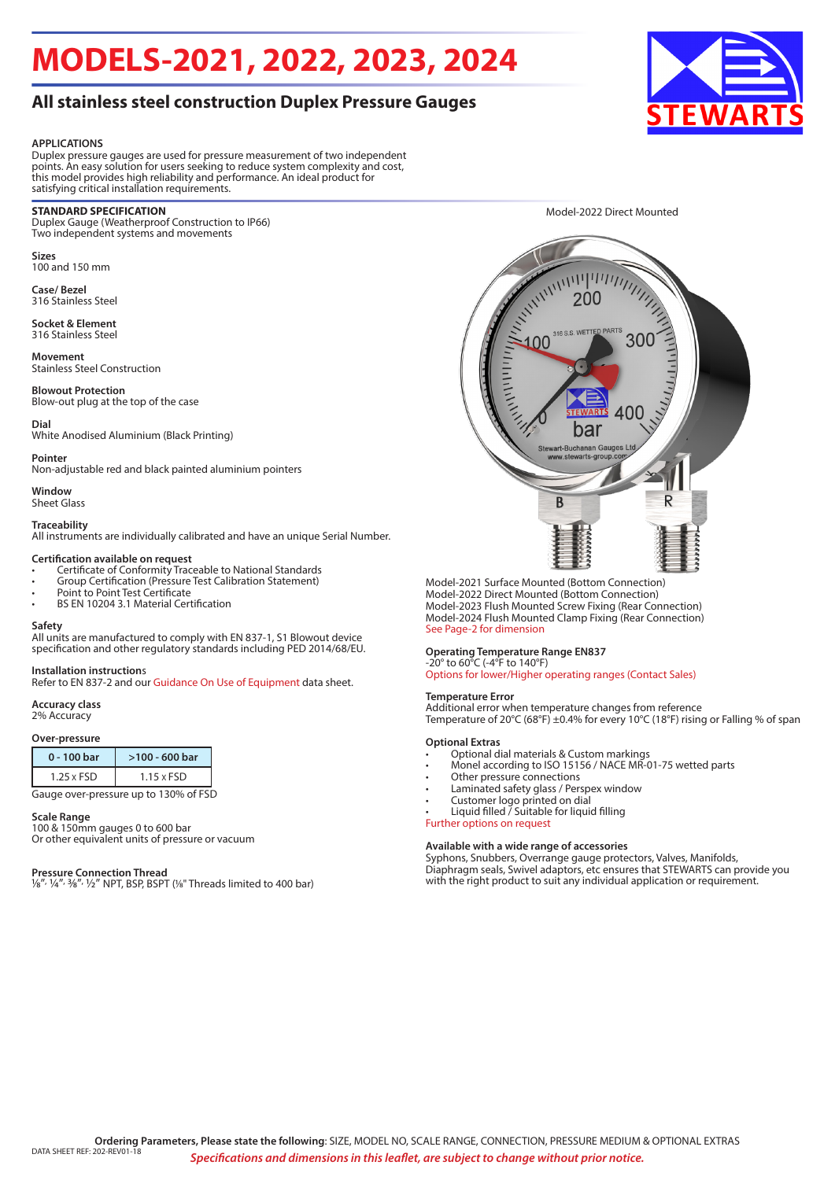# MODELS-2021, 2022, 2023, 2024

## All stainless steel construction Duplex Pressure Gauges

**APPLICATIONS**
Duplex pressure gauges are used for pressure measurement of two independent points. An easy solution for users seeking to reduce system complexity and cost, this model provides high reliability and performance. An ideal product for satisfying critical installation requirements.

**STANDARD SPECIFICATION**
Duplex Gauge (Weatherproof Construction to IP66)
Two independent systems and movements

**Sizes**
100 and 150 mm

**Case/ Bezel**
316 Stainless Steel

**Socket & Element**
316 Stainless Steel

**Movement**
Stainless Steel Construction

**Blowout Protection**
Blow-out plug at the top of the case

**Dial**
White Anodised Aluminium (Black Printing)

**Pointer**
Non-adjustable red and black painted aluminium pointers

**Window**
Sheet Glass

**Traceability**
All instruments are individually calibrated and have an unique Serial Number.

**Certification available on request**
- Certificate of Conformity Traceable to National Standards
- Group Certification (Pressure Test Calibration Statement)
- Point to Point Test Certificate
- BS EN 10204 3.1 Material Certification

**Safety**
All units are manufactured to comply with EN 837-1, S1 Blowout device specification and other regulatory standards including PED 2014/68/EU.

**Installation instructions**
Refer to EN 837-2 and our Guidance On Use of Equipment data sheet.

**Accuracy class**
2% Accuracy

**Over-pressure**

| 0 - 100 bar | >100 - 600 bar |
|---|---|
| 1.25 x FSD | 1.15 x FSD |

Gauge over-pressure up to 130% of FSD

**Scale Range**
100 & 150mm gauges 0 to 600 bar
Or other equivalent units of pressure or vacuum

**Pressure Connection Thread**
⅛", ¼", ⅜", ½" NPT, BSP, BSPT (⅛" Threads limited to 400 bar)

Model-2022 Direct Mounted

Model-2021 Surface Mounted (Bottom Connection)
Model-2022 Direct Mounted (Bottom Connection)
Model-2023 Flush Mounted Screw Fixing (Rear Connection)
Model-2024 Flush Mounted Clamp Fixing (Rear Connection)
See Page-2 for dimension

**Operating Temperature Range EN837**
-20° to 60°C (-4°F to 140°F)
Options for lower/Higher operating ranges (Contact Sales)

**Temperature Error**
Additional error when temperature changes from reference
Temperature of 20°C (68°F) ±0.4% for every 10°C (18°F) rising or Falling % of span

**Optional Extras**
- Optional dial materials & Custom markings
- Monel according to ISO 15156 / NACE MR-01-75 wetted parts
- Other pressure connections
- Laminated safety glass / Perspex window
- Customer logo printed on dial
- Liquid filled / Suitable for liquid filling

Further options on request

**Available with a wide range of accessories**
Syphons, Snubbers, Overrange gauge protectors, Valves, Manifolds, Diaphragm seals, Swivel adaptors, etc ensures that STEWARTS can provide you with the right product to suit any individual application or requirement.

**Ordering Parameters, Please state the following**: SIZE, MODEL NO, SCALE RANGE, CONNECTION, PRESSURE MEDIUM & OPTIONAL EXTRAS

DATA SHEET REF: 202-REV01-18

*Specifications and dimensions in this leaflet, are subject to change without prior notice.*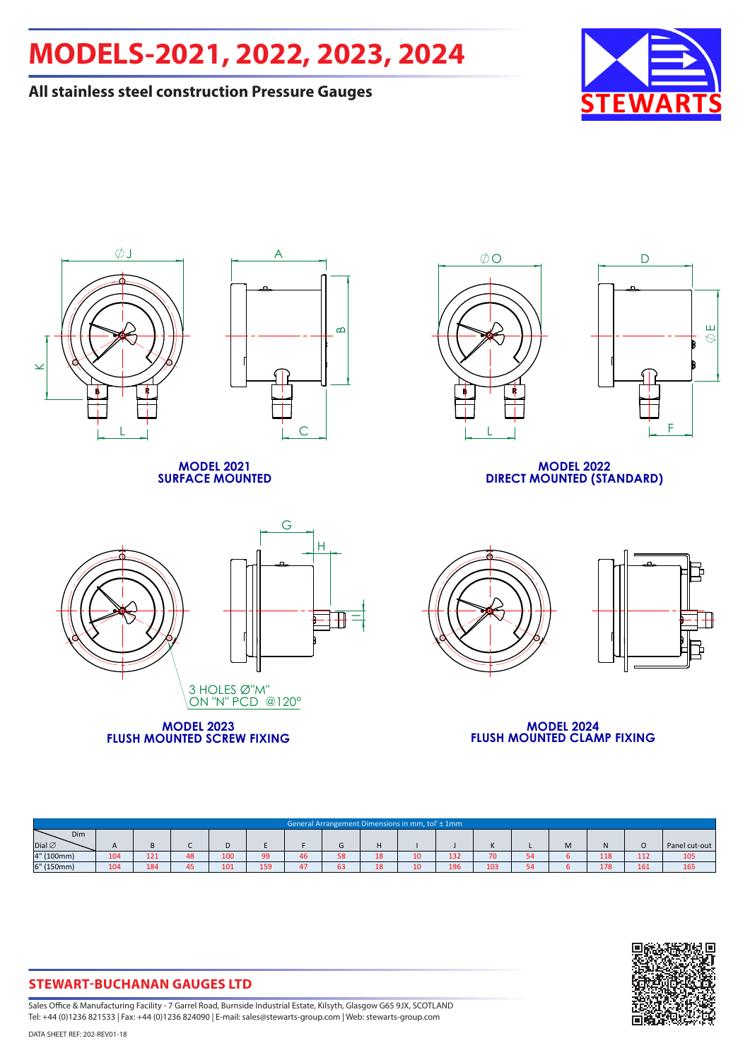# MODELS-2021, 2022, 2023, 2024

**All stainless steel construction Pressure Gauges**

MODEL 2021
SURFACE MOUNTED

MODEL 2022
DIRECT MOUNTED (STANDARD)

3 HOLES Ø"M"
ON "N" PCD @120°

MODEL 2023
FLUSH MOUNTED SCREW FIXING

MODEL 2024
FLUSH MOUNTED CLAMP FIXING

| General Arrangement Dimensions in mm, tol' ± 1mm | | | | | | | | | | | | | | | |
|---|---|---|---|---|---|---|---|---|---|---|---|---|---|---|---|
| Dim / Dial Ø | A | B | C | D | E | F | G | H | I | J | K | L | M | N | O | Panel cut-out |
| 4" (100mm) | 104 | 121 | 48 | 100 | 99 | 46 | 58 | 18 | 10 | 132 | 70 | 54 | 6 | 118 | 112 | 105 |
| 6" (150mm) | 104 | 184 | 45 | 101 | 159 | 47 | 63 | 18 | 10 | 196 | 103 | 54 | 6 | 178 | 161 | 165 |

## STEWART-BUCHANAN GAUGES LTD

Sales Office & Manufacturing Facility - 7 Garrel Road, Burnside Industrial Estate, Kilsyth, Glasgow G65 9JX, SCOTLAND
Tel: +44 (0)1236 821533 | Fax: +44 (0)1236 824090 | E-mail: sales@stewarts-group.com | Web: stewarts-group.com

DATA SHEET REF: 202-REV01-18